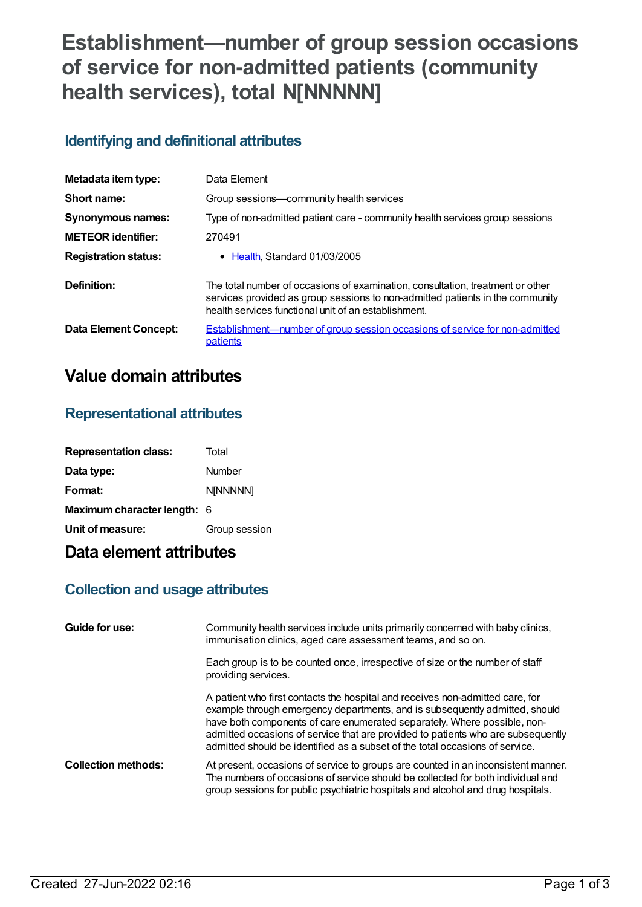# Establishment—number of group session occasions of service for non-admitted patients (community health services), total N[NNNNN]

## Identifying and definitional attributes

| | |
|---|---|
| **Metadata item type:** | Data Element |
| **Short name:** | Group sessions—community health services |
| **Synonymous names:** | Type of non-admitted patient care - community health services group sessions |
| **METEOR identifier:** | 270491 |
| **Registration status:** | • Health, Standard 01/03/2005 |
| **Definition:** | The total number of occasions of examination, consultation, treatment or other services provided as group sessions to non-admitted patients in the community health services functional unit of an establishment. |
| **Data Element Concept:** | Establishment—number of group session occasions of service for non-admitted patients |

# Value domain attributes

## Representational attributes

| | |
|---|---|
| **Representation class:** | Total |
| **Data type:** | Number |
| **Format:** | N[NNNNN] |
| **Maximum character length:** | 6 |
| **Unit of measure:** | Group session |

# Data element attributes

## Collection and usage attributes

| | |
|---|---|
| **Guide for use:** | Community health services include units primarily concerned with baby clinics, immunisation clinics, aged care assessment teams, and so on.<br><br>Each group is to be counted once, irrespective of size or the number of staff providing services.<br><br>A patient who first contacts the hospital and receives non-admitted care, for example through emergency departments, and is subsequently admitted, should have both components of care enumerated separately. Where possible, non-admitted occasions of service that are provided to patients who are subsequently admitted should be identified as a subset of the total occasions of service. |
| **Collection methods:** | At present, occasions of service to groups are counted in an inconsistent manner. The numbers of occasions of service should be collected for both individual and group sessions for public psychiatric hospitals and alcohol and drug hospitals. |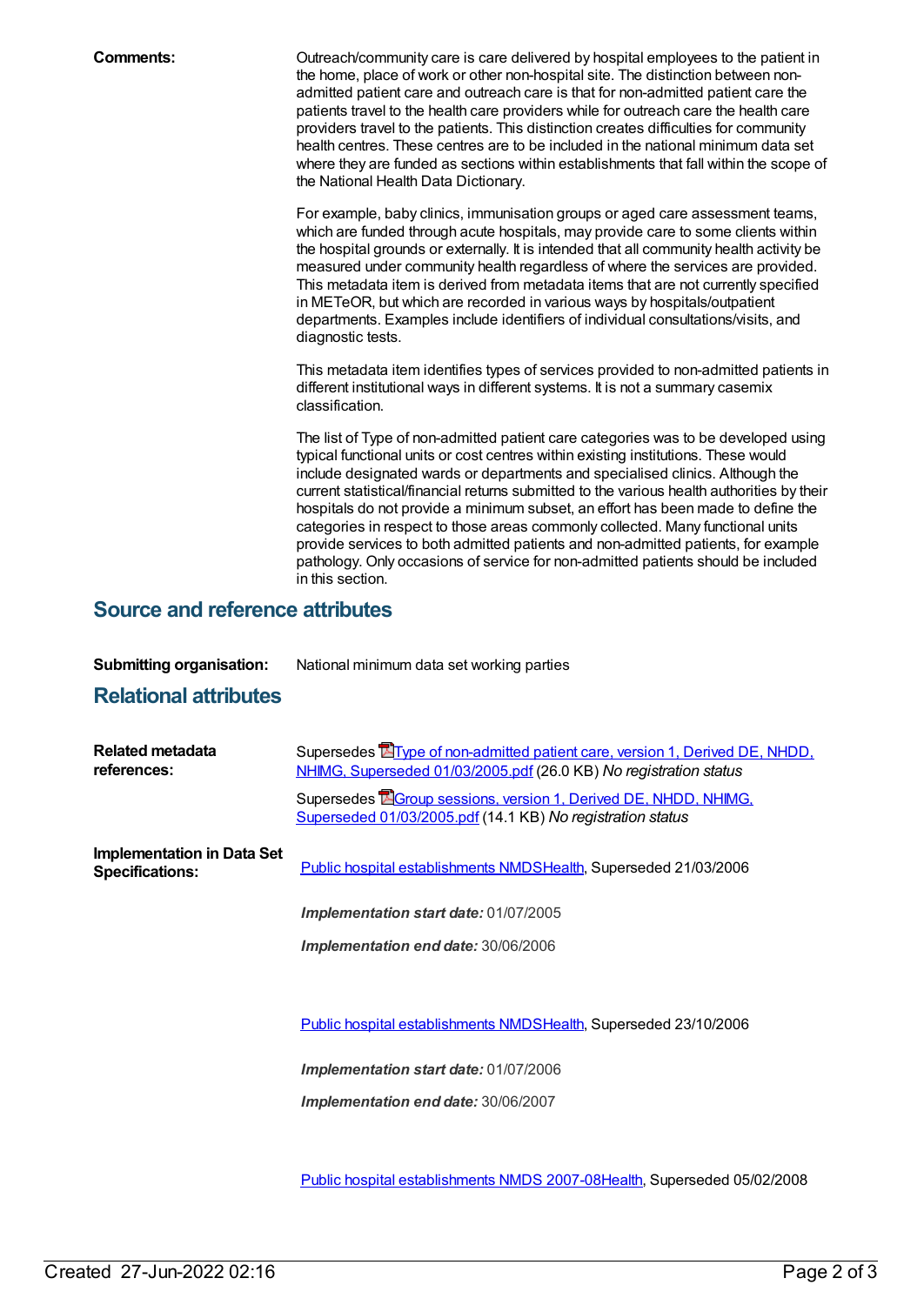**Comments:** Outreach/community care is care delivered by hospital employees to the patient in the home, place of work or other non-hospital site. The distinction between non-admitted patient care and outreach care is that for non-admitted patient care the patients travel to the health care providers while for outreach care the health care providers travel to the patients. This distinction creates difficulties for community health centres. These centres are to be included in the national minimum data set where they are funded as sections within establishments that fall within the scope of the National Health Data Dictionary.

For example, baby clinics, immunisation groups or aged care assessment teams, which are funded through acute hospitals, may provide care to some clients within the hospital grounds or externally. It is intended that all community health activity be measured under community health regardless of where the services are provided. This metadata item is derived from metadata items that are not currently specified in METeOR, but which are recorded in various ways by hospitals/outpatient departments. Examples include identifiers of individual consultations/visits, and diagnostic tests.

This metadata item identifies types of services provided to non-admitted patients in different institutional ways in different systems. It is not a summary casemix classification.

The list of Type of non-admitted patient care categories was to be developed using typical functional units or cost centres within existing institutions. These would include designated wards or departments and specialised clinics. Although the current statistical/financial returns submitted to the various health authorities by their hospitals do not provide a minimum subset, an effort has been made to define the categories in respect to those areas commonly collected. Many functional units provide services to both admitted patients and non-admitted patients, for example pathology. Only occasions of service for non-admitted patients should be included in this section.

## Source and reference attributes

**Submitting organisation:** National minimum data set working parties

## Relational attributes

**Related metadata references:**

Supersedes Type of non-admitted patient care, version 1, Derived DE, NHDD, NHIMG, Superseded 01/03/2005.pdf (26.0 KB) *No registration status*

Supersedes Group sessions, version 1, Derived DE, NHDD, NHIMG, Superseded 01/03/2005.pdf (14.1 KB) *No registration status*

**Implementation in Data Set Specifications:**

Public hospital establishments NMDSHealth, Superseded 21/03/2006

***Implementation start date:*** 01/07/2005

***Implementation end date:*** 30/06/2006

Public hospital establishments NMDSHealth, Superseded 23/10/2006

***Implementation start date:*** 01/07/2006

***Implementation end date:*** 30/06/2007

Public hospital establishments NMDS 2007-08Health, Superseded 05/02/2008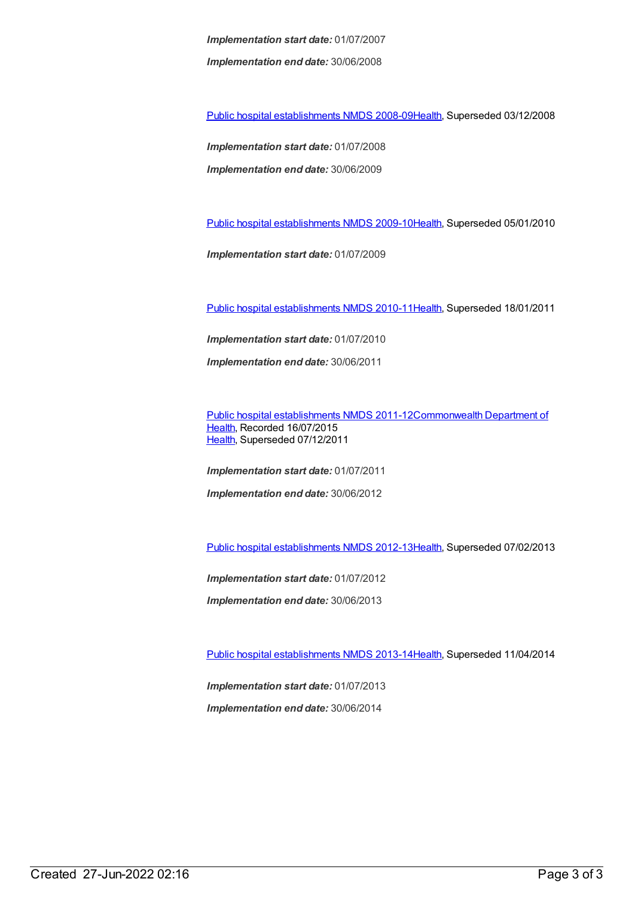***Implementation start date:*** 01/07/2007

***Implementation end date:*** 30/06/2008

Public hospital establishments NMDS 2008-09Health, Superseded 03/12/2008

***Implementation start date:*** 01/07/2008

***Implementation end date:*** 30/06/2009

Public hospital establishments NMDS 2009-10Health, Superseded 05/01/2010

***Implementation start date:*** 01/07/2009

Public hospital establishments NMDS 2010-11Health, Superseded 18/01/2011

***Implementation start date:*** 01/07/2010

***Implementation end date:*** 30/06/2011

Public hospital establishments NMDS 2011-12Commonwealth Department of Health, Recorded 16/07/2015
Health, Superseded 07/12/2011

***Implementation start date:*** 01/07/2011

***Implementation end date:*** 30/06/2012

Public hospital establishments NMDS 2012-13Health, Superseded 07/02/2013

***Implementation start date:*** 01/07/2012

***Implementation end date:*** 30/06/2013

Public hospital establishments NMDS 2013-14Health, Superseded 11/04/2014

***Implementation start date:*** 01/07/2013

***Implementation end date:*** 30/06/2014